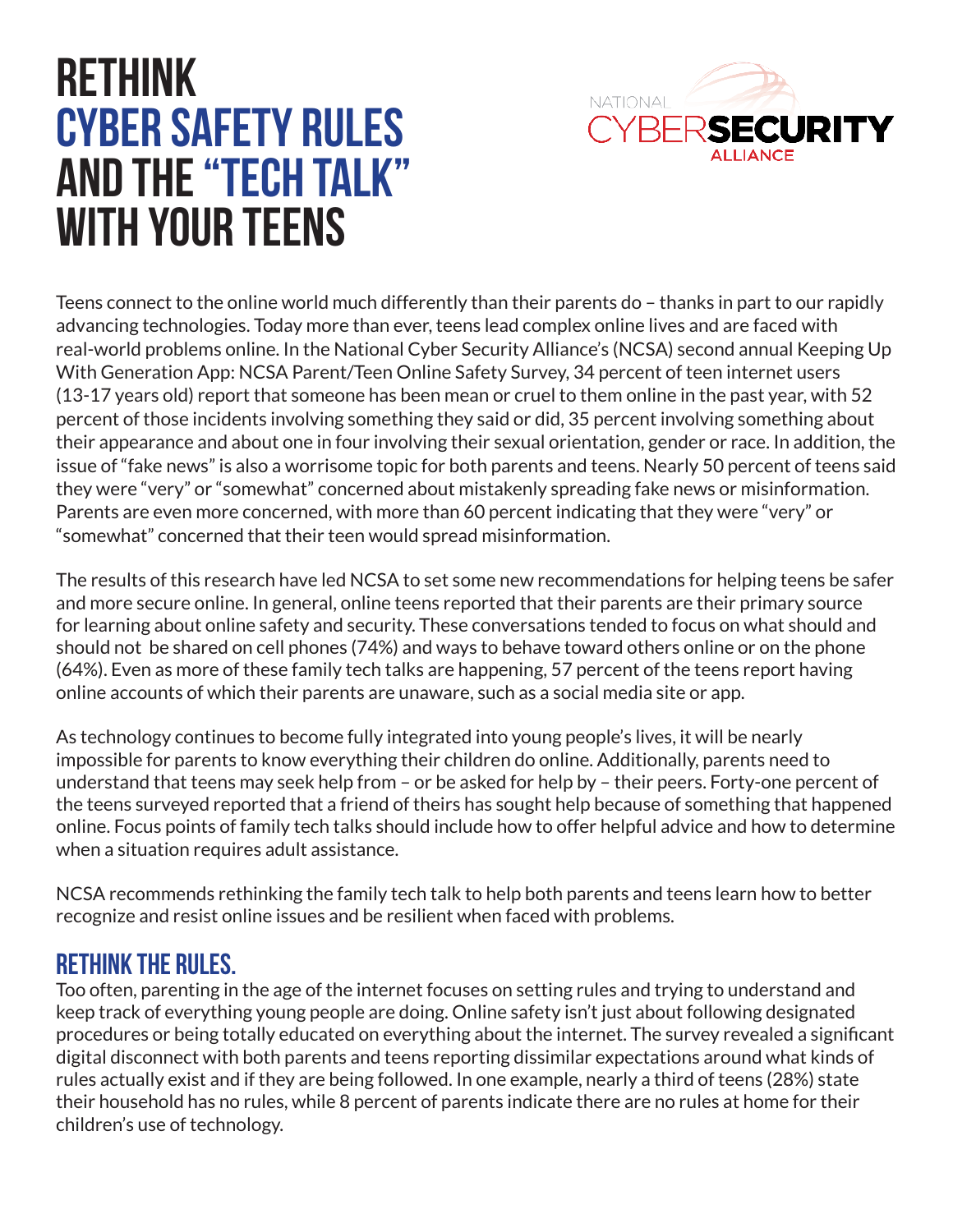# RETHINK CYBER SAFETY RULES AND THE "TECH TALK" WITH YOUR TEENS

NATIONAL CYBERSECURITY ALLIANCE

Teens connect to the online world much differently than their parents do – thanks in part to our rapidly advancing technologies. Today more than ever, teens lead complex online lives and are faced with real-world problems online. In the National Cyber Security Alliance's (NCSA) second annual Keeping Up With Generation App: NCSA Parent/Teen Online Safety Survey, 34 percent of teen internet users (13-17 years old) report that someone has been mean or cruel to them online in the past year, with 52 percent of those incidents involving something they said or did, 35 percent involving something about their appearance and about one in four involving their sexual orientation, gender or race. In addition, the issue of "fake news" is also a worrisome topic for both parents and teens. Nearly 50 percent of teens said they were "very" or "somewhat" concerned about mistakenly spreading fake news or misinformation. Parents are even more concerned, with more than 60 percent indicating that they were "very" or "somewhat" concerned that their teen would spread misinformation.

The results of this research have led NCSA to set some new recommendations for helping teens be safer and more secure online. In general, online teens reported that their parents are their primary source for learning about online safety and security. These conversations tended to focus on what should and should not be shared on cell phones (74%) and ways to behave toward others online or on the phone (64%). Even as more of these family tech talks are happening, 57 percent of the teens report having online accounts of which their parents are unaware, such as a social media site or app.

As technology continues to become fully integrated into young people's lives, it will be nearly impossible for parents to know everything their children do online. Additionally, parents need to understand that teens may seek help from – or be asked for help by – their peers. Forty-one percent of the teens surveyed reported that a friend of theirs has sought help because of something that happened online. Focus points of family tech talks should include how to offer helpful advice and how to determine when a situation requires adult assistance.

NCSA recommends rethinking the family tech talk to help both parents and teens learn how to better recognize and resist online issues and be resilient when faced with problems.

## RETHINK THE RULES.

Too often, parenting in the age of the internet focuses on setting rules and trying to understand and keep track of everything young people are doing. Online safety isn't just about following designated procedures or being totally educated on everything about the internet. The survey revealed a significant digital disconnect with both parents and teens reporting dissimilar expectations around what kinds of rules actually exist and if they are being followed. In one example, nearly a third of teens (28%) state their household has no rules, while 8 percent of parents indicate there are no rules at home for their children's use of technology.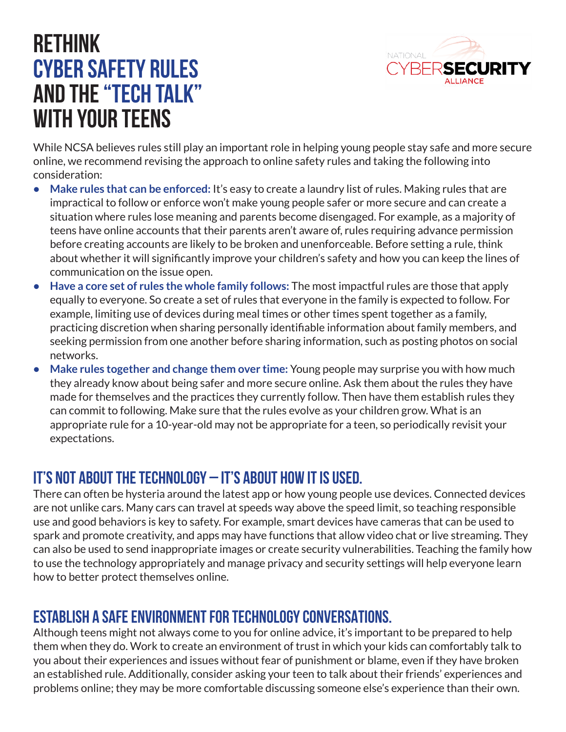# RETHINK CYBER SAFETY RULES AND THE "TECH TALK" WITH YOUR TEENS

While NCSA believes rules still play an important role in helping young people stay safe and more secure online, we recommend revising the approach to online safety rules and taking the following into consideration:

- **Make rules that can be enforced:** It's easy to create a laundry list of rules. Making rules that are impractical to follow or enforce won't make young people safer or more secure and can create a situation where rules lose meaning and parents become disengaged. For example, as a majority of teens have online accounts that their parents aren't aware of, rules requiring advance permission before creating accounts are likely to be broken and unenforceable. Before setting a rule, think about whether it will significantly improve your children's safety and how you can keep the lines of communication on the issue open.
- **Have a core set of rules the whole family follows:** The most impactful rules are those that apply equally to everyone. So create a set of rules that everyone in the family is expected to follow. For example, limiting use of devices during meal times or other times spent together as a family, practicing discretion when sharing personally identifiable information about family members, and seeking permission from one another before sharing information, such as posting photos on social networks.
- **Make rules together and change them over time:** Young people may surprise you with how much they already know about being safer and more secure online. Ask them about the rules they have made for themselves and the practices they currently follow. Then have them establish rules they can commit to following. Make sure that the rules evolve as your children grow. What is an appropriate rule for a 10-year-old may not be appropriate for a teen, so periodically revisit your expectations.

## IT'S NOT ABOUT THE TECHNOLOGY – IT'S ABOUT HOW IT IS USED.

There can often be hysteria around the latest app or how young people use devices. Connected devices are not unlike cars. Many cars can travel at speeds way above the speed limit, so teaching responsible use and good behaviors is key to safety. For example, smart devices have cameras that can be used to spark and promote creativity, and apps may have functions that allow video chat or live streaming. They can also be used to send inappropriate images or create security vulnerabilities. Teaching the family how to use the technology appropriately and manage privacy and security settings will help everyone learn how to better protect themselves online.

## ESTABLISH A SAFE ENVIRONMENT FOR TECHNOLOGY CONVERSATIONS.

Although teens might not always come to you for online advice, it's important to be prepared to help them when they do. Work to create an environment of trust in which your kids can comfortably talk to you about their experiences and issues without fear of punishment or blame, even if they have broken an established rule. Additionally, consider asking your teen to talk about their friends' experiences and problems online; they may be more comfortable discussing someone else's experience than their own.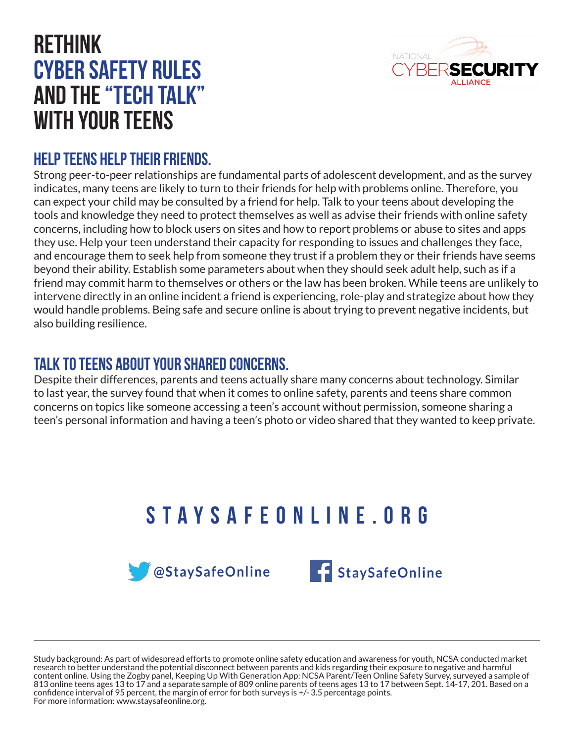# RETHINK CYBER SAFETY RULES AND THE "TECH TALK" WITH YOUR TEENS

NATIONAL CYBERSECURITY ALLIANCE

## HELP TEENS HELP THEIR FRIENDS.

Strong peer-to-peer relationships are fundamental parts of adolescent development, and as the survey indicates, many teens are likely to turn to their friends for help with problems online. Therefore, you can expect your child may be consulted by a friend for help. Talk to your teens about developing the tools and knowledge they need to protect themselves as well as advise their friends with online safety concerns, including how to block users on sites and how to report problems or abuse to sites and apps they use. Help your teen understand their capacity for responding to issues and challenges they face, and encourage them to seek help from someone they trust if a problem they or their friends have seems beyond their ability. Establish some parameters about when they should seek adult help, such as if a friend may commit harm to themselves or others or the law has been broken. While teens are unlikely to intervene directly in an online incident a friend is experiencing, role-play and strategize about how they would handle problems. Being safe and secure online is about trying to prevent negative incidents, but also building resilience.

## TALK TO TEENS ABOUT YOUR SHARED CONCERNS.

Despite their differences, parents and teens actually share many concerns about technology. Similar to last year, the survey found that when it comes to online safety, parents and teens share common concerns on topics like someone accessing a teen's account without permission, someone sharing a teen's personal information and having a teen's photo or video shared that they wanted to keep private.

**STAYSAFEONLINE.ORG**

@StaySafeOnline StaySafeOnline

---

Study background: As part of widespread efforts to promote online safety education and awareness for youth, NCSA conducted market research to better understand the potential disconnect between parents and kids regarding their exposure to negative and harmful content online. Using the Zogby panel, Keeping Up With Generation App: NCSA Parent/Teen Online Safety Survey, surveyed a sample of 813 online teens ages 13 to 17 and a separate sample of 809 online parents of teens ages 13 to 17 between Sept. 14-17, 201. Based on a confidence interval of 95 percent, the margin of error for both surveys is +/- 3.5 percentage points.
For more information: www.staysafeonline.org.